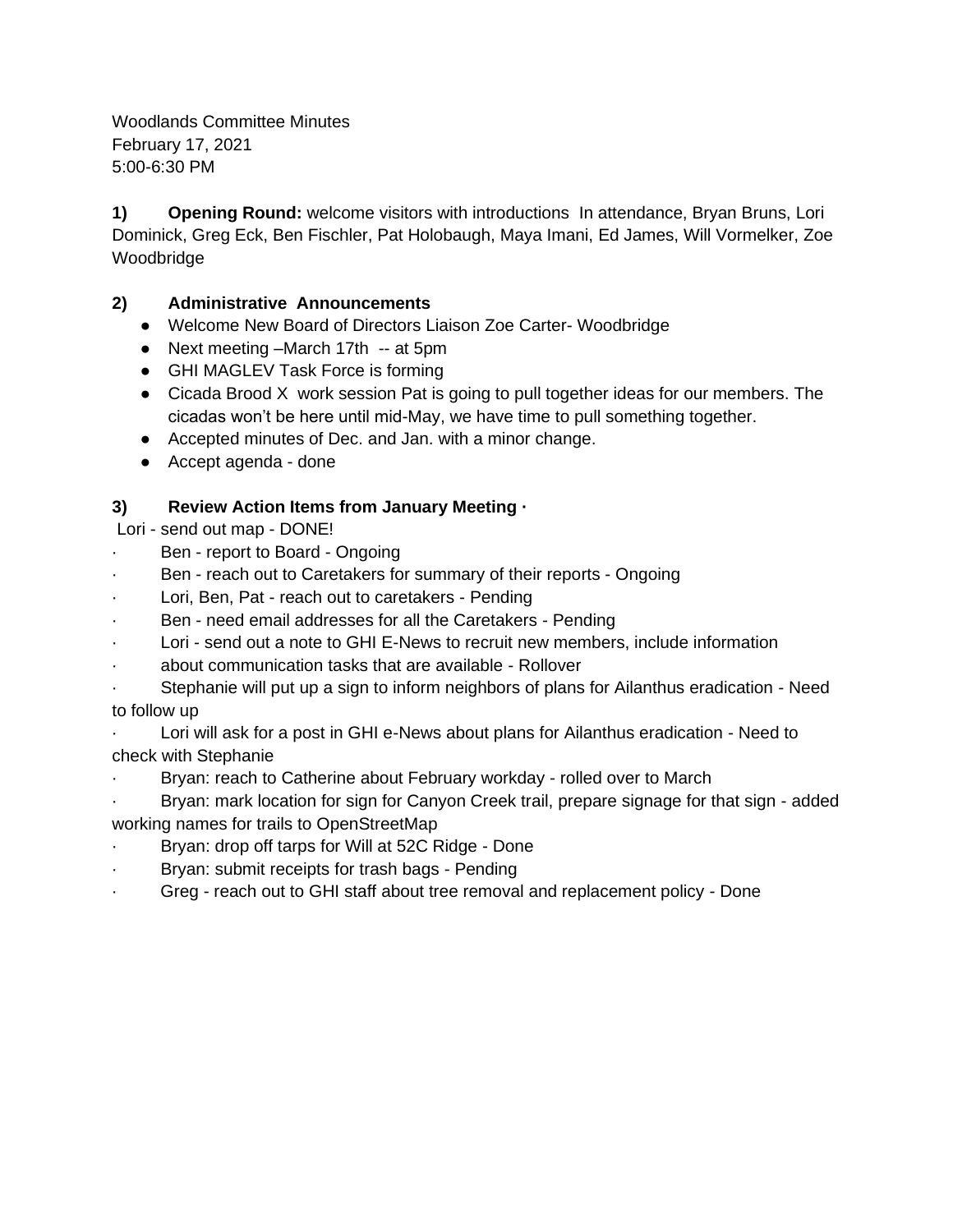Woodlands Committee Minutes
February 17, 2021
5:00-6:30 PM

**1) Opening Round:** welcome visitors with introductions In attendance, Bryan Bruns, Lori Dominick, Greg Eck, Ben Fischler, Pat Holobaugh, Maya Imani, Ed James, Will Vormelker, Zoe Woodbridge

**2) Administrative Announcements**

- Welcome New Board of Directors Liaison Zoe Carter- Woodbridge
- Next meeting –March 17th -- at 5pm
- GHI MAGLEV Task Force is forming
- Cicada Brood X work session Pat is going to pull together ideas for our members. The cicadas won't be here until mid-May, we have time to pull something together.
- Accepted minutes of Dec. and Jan. with a minor change.
- Accept agenda - done

**3) Review Action Items from January Meeting ·**

Lori - send out map - DONE!

· Ben - report to Board - Ongoing

· Ben - reach out to Caretakers for summary of their reports - Ongoing

· Lori, Ben, Pat - reach out to caretakers - Pending

· Ben - need email addresses for all the Caretakers - Pending

· Lori - send out a note to GHI E-News to recruit new members, include information

· about communication tasks that are available - Rollover

· Stephanie will put up a sign to inform neighbors of plans for Ailanthus eradication - Need to follow up

· Lori will ask for a post in GHI e-News about plans for Ailanthus eradication - Need to check with Stephanie

· Bryan: reach to Catherine about February workday - rolled over to March

· Bryan: mark location for sign for Canyon Creek trail, prepare signage for that sign - added working names for trails to OpenStreetMap

· Bryan: drop off tarps for Will at 52C Ridge - Done

· Bryan: submit receipts for trash bags - Pending

· Greg - reach out to GHI staff about tree removal and replacement policy - Done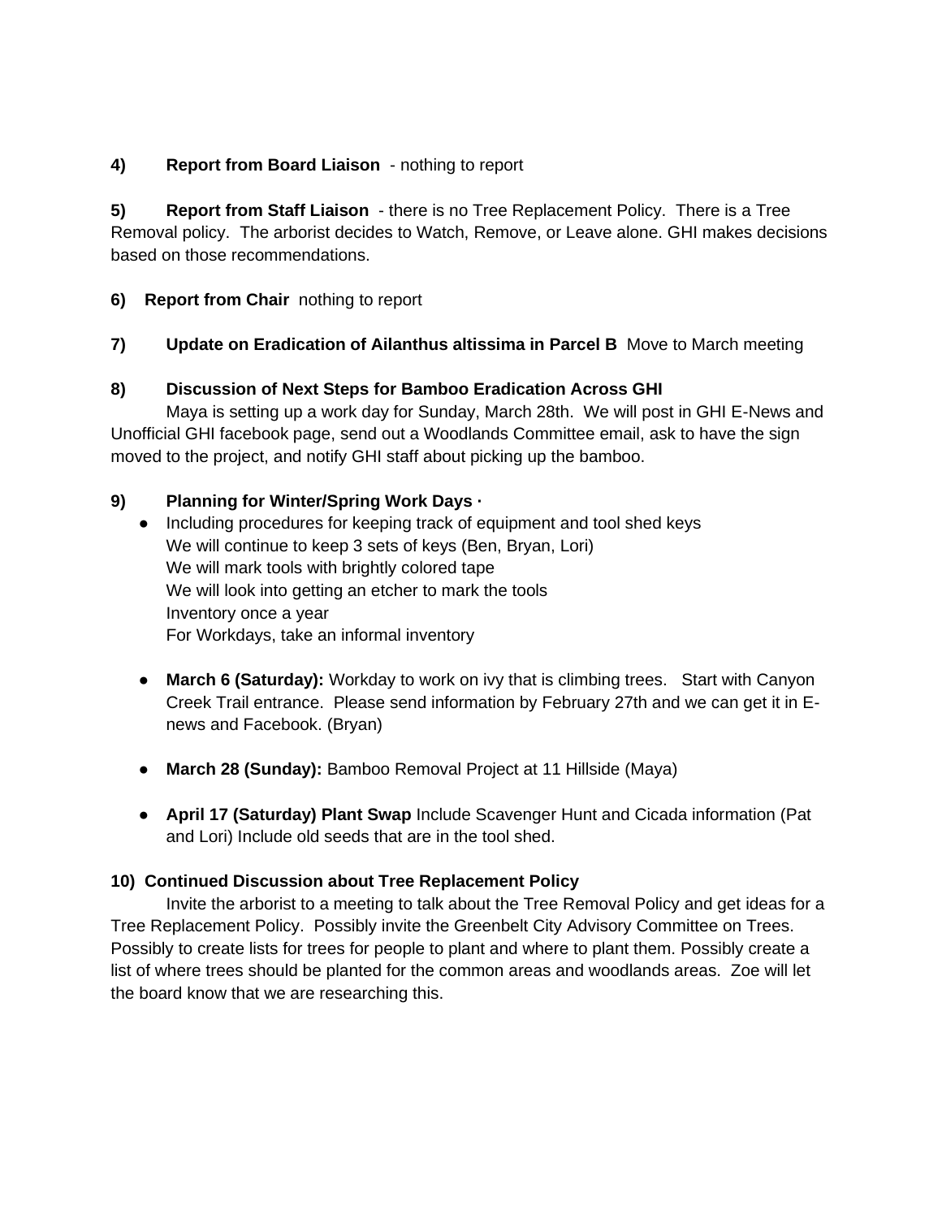**4) Report from Board Liaison** - nothing to report

**5) Report from Staff Liaison** - there is no Tree Replacement Policy. There is a Tree Removal policy. The arborist decides to Watch, Remove, or Leave alone. GHI makes decisions based on those recommendations.

**6) Report from Chair** nothing to report

**7) Update on Eradication of Ailanthus altissima in Parcel B** Move to March meeting

**8) Discussion of Next Steps for Bamboo Eradication Across GHI**

Maya is setting up a work day for Sunday, March 28th. We will post in GHI E-News and Unofficial GHI facebook page, send out a Woodlands Committee email, ask to have the sign moved to the project, and notify GHI staff about picking up the bamboo.

**9) Planning for Winter/Spring Work Days ·**

- Including procedures for keeping track of equipment and tool shed keys
  We will continue to keep 3 sets of keys (Ben, Bryan, Lori)
  We will mark tools with brightly colored tape
  We will look into getting an etcher to mark the tools
  Inventory once a year
  For Workdays, take an informal inventory

- **March 6 (Saturday):** Workday to work on ivy that is climbing trees. Start with Canyon Creek Trail entrance. Please send information by February 27th and we can get it in E-news and Facebook. (Bryan)

- **March 28 (Sunday):** Bamboo Removal Project at 11 Hillside (Maya)

- **April 17 (Saturday) Plant Swap** Include Scavenger Hunt and Cicada information (Pat and Lori) Include old seeds that are in the tool shed.

**10) Continued Discussion about Tree Replacement Policy**

Invite the arborist to a meeting to talk about the Tree Removal Policy and get ideas for a Tree Replacement Policy. Possibly invite the Greenbelt City Advisory Committee on Trees. Possibly to create lists for trees for people to plant and where to plant them. Possibly create a list of where trees should be planted for the common areas and woodlands areas. Zoe will let the board know that we are researching this.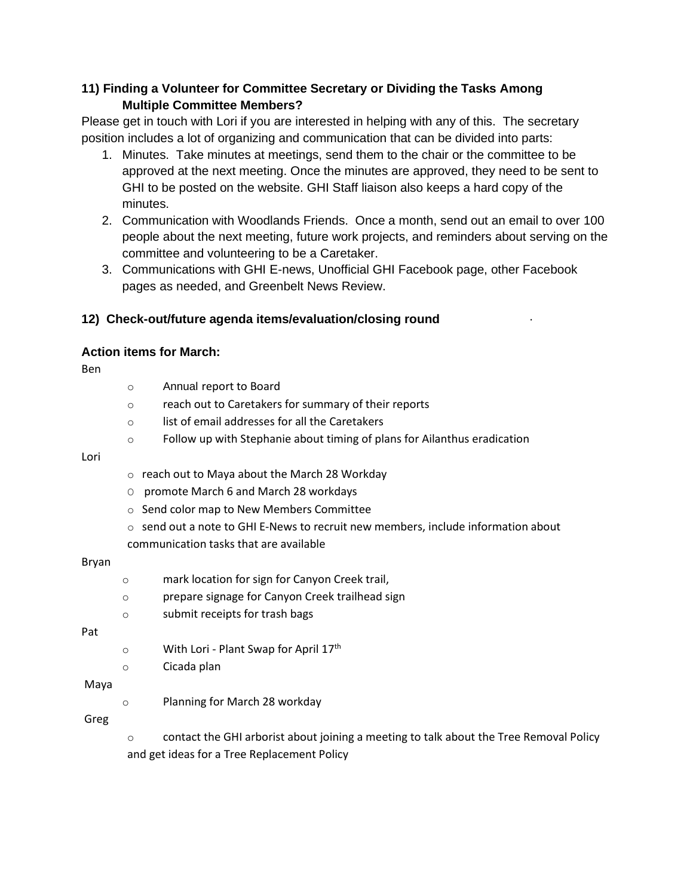### 11) Finding a Volunteer for Committee Secretary or Dividing the Tasks Among Multiple Committee Members?

Please get in touch with Lori if you are interested in helping with any of this. The secretary position includes a lot of organizing and communication that can be divided into parts:

1. Minutes. Take minutes at meetings, send them to the chair or the committee to be approved at the next meeting. Once the minutes are approved, they need to be sent to GHI to be posted on the website. GHI Staff liaison also keeps a hard copy of the minutes.
2. Communication with Woodlands Friends. Once a month, send out an email to over 100 people about the next meeting, future work projects, and reminders about serving on the committee and volunteering to be a Caretaker.
3. Communications with GHI E-news, Unofficial GHI Facebook page, other Facebook pages as needed, and Greenbelt News Review.

### 12) Check-out/future agenda items/evaluation/closing round

### Action items for March:

Ben

- Annual report to Board
- reach out to Caretakers for summary of their reports
- list of email addresses for all the Caretakers
- Follow up with Stephanie about timing of plans for Ailanthus eradication

Lori

- reach out to Maya about the March 28 Workday
- promote March 6 and March 28 workdays
- Send color map to New Members Committee
- send out a note to GHI E-News to recruit new members, include information about communication tasks that are available

Bryan

- mark location for sign for Canyon Creek trail,
- prepare signage for Canyon Creek trailhead sign
- submit receipts for trash bags

Pat

- With Lori - Plant Swap for April 17th
- Cicada plan

Maya

- Planning for March 28 workday

Greg

- contact the GHI arborist about joining a meeting to talk about the Tree Removal Policy and get ideas for a Tree Replacement Policy